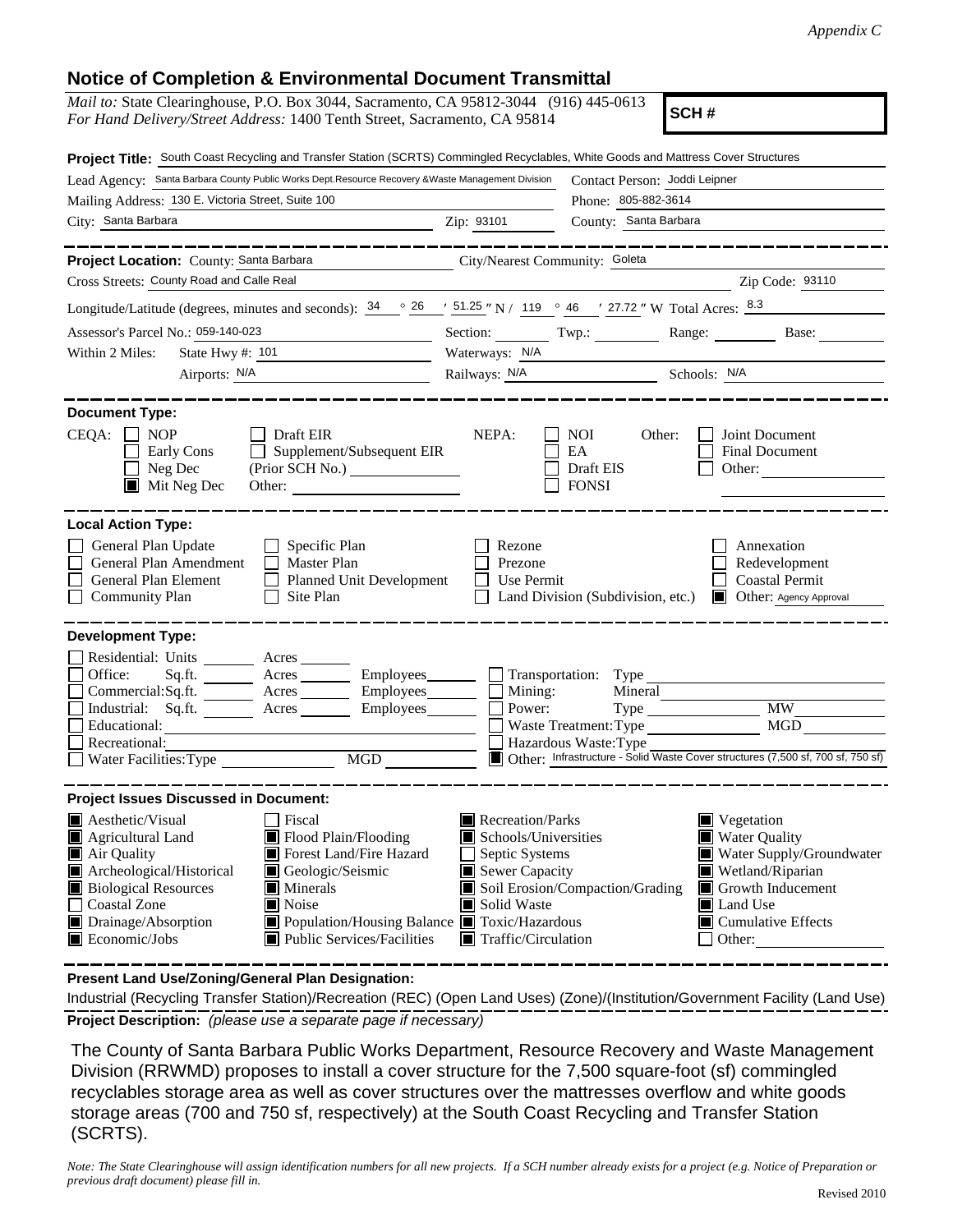*Appendix C*

## Notice of Completion & Environmental Document Transmittal

*Mail to:* State Clearinghouse, P.O. Box 3044, Sacramento, CA 95812-3044 (916) 445-0613
*For Hand Delivery/Street Address:* 1400 Tenth Street, Sacramento, CA 95814

**SCH #**

**Project Title:** South Coast Recycling and Transfer Station (SCRTS) Commingled Recyclables, White Goods and Mattress Cover Structures

Lead Agency: Santa Barbara County Public Works Dept.Resource Recovery &Waste Management Division    Contact Person: Joddi Leipner
Mailing Address: 130 E. Victoria Street, Suite 100    Phone: 805-882-3614
City: Santa Barbara    Zip: 93101    County: Santa Barbara

---

**Project Location:** County: Santa Barbara    City/Nearest Community: Goleta
Cross Streets: County Road and Calle Real    Zip Code: 93110
Longitude/Latitude (degrees, minutes and seconds): 34 ° 26 ′ 51.25 ″ N / 119 ° 46 ′ 27.72 ″ W Total Acres: 8.3
Assessor's Parcel No.: 059-140-023    Section: ____ Twp.: ____ Range: ____ Base: ____
Within 2 Miles: State Hwy #: 101    Waterways: N/A
Airports: N/A    Railways: N/A    Schools: N/A

---

**Document Type:**

CEQA: ☐ NOP ☐ Draft EIR ☐ Early Cons ☐ Supplement/Subsequent EIR ☐ Neg Dec (Prior SCH No.) ____ ☒ Mit Neg Dec Other: ____

NEPA: ☐ NOI ☐ EA ☐ Draft EIS ☐ FONSI

Other: ☐ Joint Document ☐ Final Document ☐ Other: ____

---

**Local Action Type:**

☐ General Plan Update ☐ Specific Plan ☐ Rezone ☐ Annexation
☐ General Plan Amendment ☐ Master Plan ☐ Prezone ☐ Redevelopment
☐ General Plan Element ☐ Planned Unit Development ☐ Use Permit ☐ Coastal Permit
☐ Community Plan ☐ Site Plan ☐ Land Division (Subdivision, etc.) ☒ Other: Agency Approval

---

**Development Type:**

☐ Residential: Units ____ Acres ____
☐ Office: Sq.ft. ____ Acres ____ Employees ____
☐ Commercial:Sq.ft. ____ Acres ____ Employees ____
☐ Industrial: Sq.ft. ____ Acres ____ Employees ____
☐ Educational: ____
☐ Recreational: ____
☐ Water Facilities:Type ____ MGD ____
☐ Transportation: Type ____
☐ Mining: Mineral ____
☐ Power: Type ____ MW ____
☐ Waste Treatment:Type ____ MGD ____
☐ Hazardous Waste:Type ____
☒ Other: Infrastructure - Solid Waste Cover structures (7,500 sf, 700 sf, 750 sf)

---

**Project Issues Discussed in Document:**

☒ Aesthetic/Visual ☐ Fiscal ☒ Recreation/Parks ☒ Vegetation
☒ Agricultural Land ☒ Flood Plain/Flooding ☒ Schools/Universities ☒ Water Quality
☒ Air Quality ☒ Forest Land/Fire Hazard ☐ Septic Systems ☒ Water Supply/Groundwater
☒ Archeological/Historical ☒ Geologic/Seismic ☒ Sewer Capacity ☒ Wetland/Riparian
☒ Biological Resources ☒ Minerals ☒ Soil Erosion/Compaction/Grading ☒ Growth Inducement
☐ Coastal Zone ☒ Noise ☒ Solid Waste ☒ Land Use
☒ Drainage/Absorption ☒ Population/Housing Balance ☒ Toxic/Hazardous ☒ Cumulative Effects
☒ Economic/Jobs ☒ Public Services/Facilities ☒ Traffic/Circulation ☐ Other: ____

---

**Present Land Use/Zoning/General Plan Designation:**
Industrial (Recycling Transfer Station)/Recreation (REC) (Open Land Uses) (Zone)/(Institution/Government Facility (Land Use)

**Project Description:** *(please use a separate page if necessary)*

The County of Santa Barbara Public Works Department, Resource Recovery and Waste Management Division (RRWMD) proposes to install a cover structure for the 7,500 square-foot (sf) commingled recyclables storage area as well as cover structures over the mattresses overflow and white goods storage areas (700 and 750 sf, respectively) at the South Coast Recycling and Transfer Station (SCRTS).

*Note: The State Clearinghouse will assign identification numbers for all new projects. If a SCH number already exists for a project (e.g. Notice of Preparation or previous draft document) please fill in.*

Revised 2010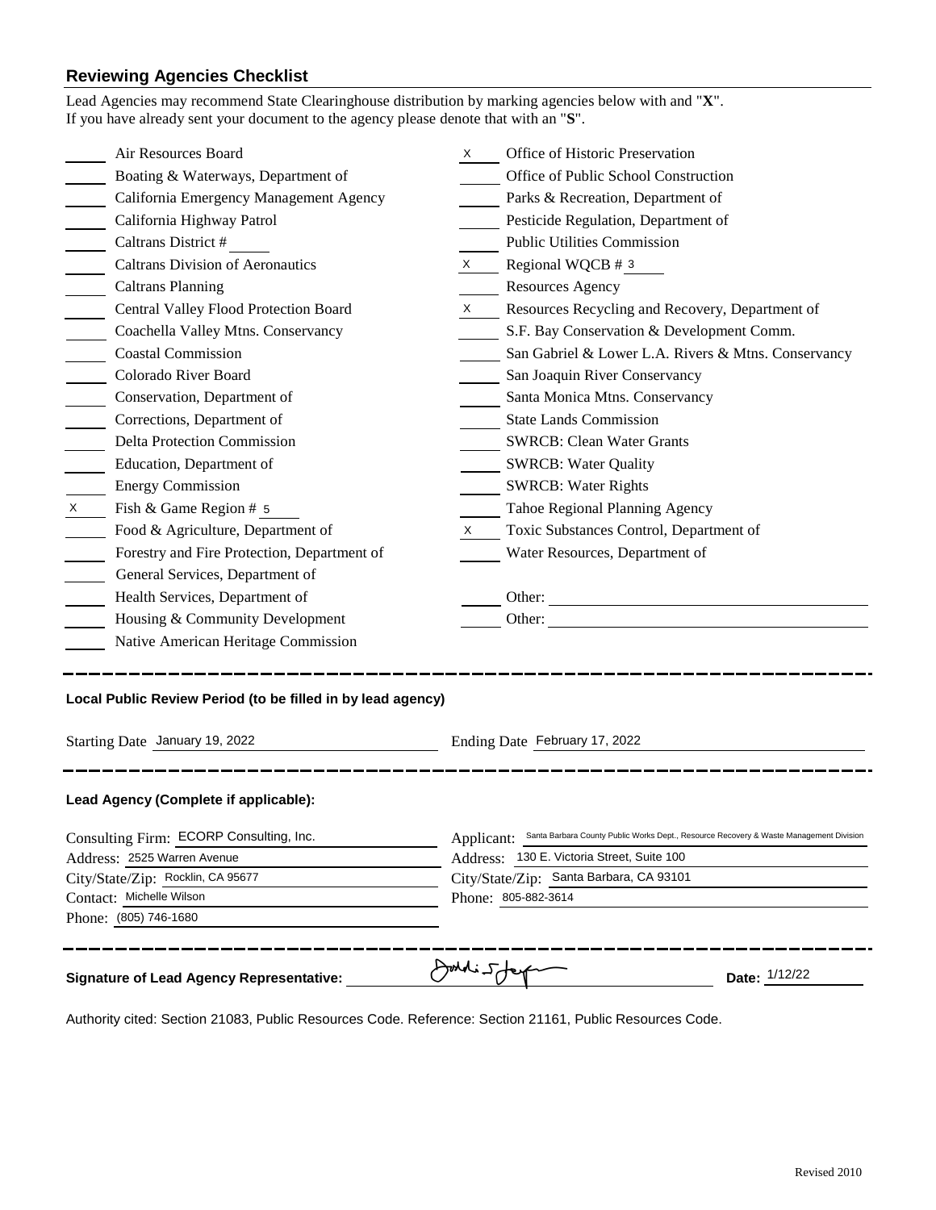## Reviewing Agencies Checklist

Lead Agencies may recommend State Clearinghouse distribution by marking agencies below with and "**X**".
If you have already sent your document to the agency please denote that with an "**S**".

| | | | |
|---|---|---|---|
| | Air Resources Board | X | Office of Historic Preservation |
| | Boating & Waterways, Department of | | Office of Public School Construction |
| | California Emergency Management Agency | | Parks & Recreation, Department of |
| | California Highway Patrol | | Pesticide Regulation, Department of |
| | Caltrans District # | | Public Utilities Commission |
| | Caltrans Division of Aeronautics | X | Regional WQCB # 3 |
| | Caltrans Planning | | Resources Agency |
| | Central Valley Flood Protection Board | X | Resources Recycling and Recovery, Department of |
| | Coachella Valley Mtns. Conservancy | | S.F. Bay Conservation & Development Comm. |
| | Coastal Commission | | San Gabriel & Lower L.A. Rivers & Mtns. Conservancy |
| | Colorado River Board | | San Joaquin River Conservancy |
| | Conservation, Department of | | Santa Monica Mtns. Conservancy |
| | Corrections, Department of | | State Lands Commission |
| | Delta Protection Commission | | SWRCB: Clean Water Grants |
| | Education, Department of | | SWRCB: Water Quality |
| | Energy Commission | | SWRCB: Water Rights |
| X | Fish & Game Region # 5 | | Tahoe Regional Planning Agency |
| | Food & Agriculture, Department of | X | Toxic Substances Control, Department of |
| | Forestry and Fire Protection, Department of | | Water Resources, Department of |
| | General Services, Department of | | |
| | Health Services, Department of | | Other: |
| | Housing & Community Development | | Other: |
| | Native American Heritage Commission | | |

---

**Local Public Review Period (to be filled in by lead agency)**

Starting Date January 19, 2022 Ending Date February 17, 2022

---

**Lead Agency (Complete if applicable):**

Consulting Firm: ECORP Consulting, Inc.
Address: 2525 Warren Avenue
City/State/Zip: Rocklin, CA 95677
Contact: Michelle Wilson
Phone: (805) 746-1680

Applicant: Santa Barbara County Public Works Dept., Resource Recovery & Waste Management Division
Address: 130 E. Victoria Street, Suite 100
City/State/Zip: Santa Barbara, CA 93101
Phone: 805-882-3614

---

**Signature of Lead Agency Representative:** [signature] **Date:** 1/12/22

Authority cited: Section 21083, Public Resources Code. Reference: Section 21161, Public Resources Code.

Revised 2010